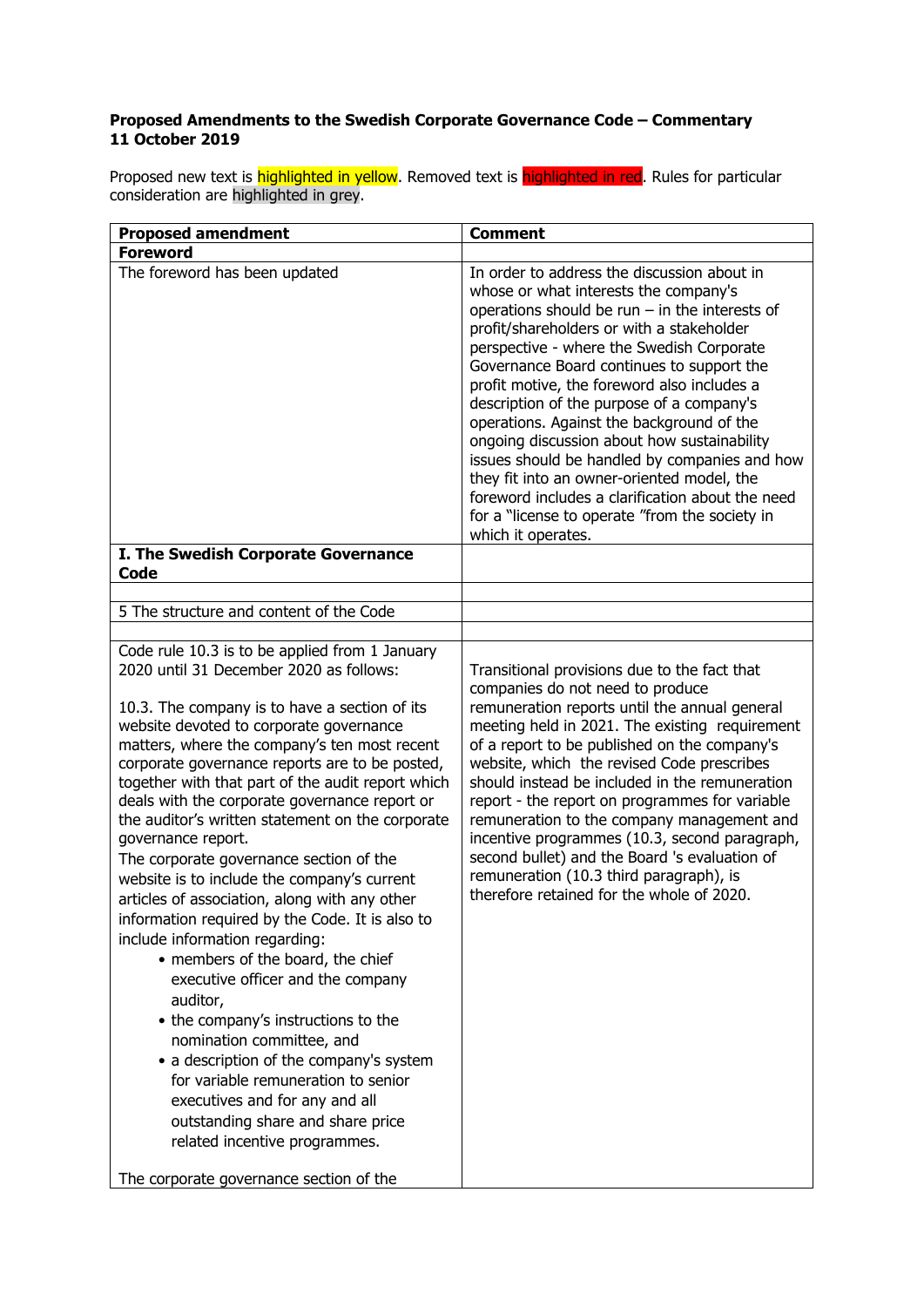**Proposed Amendments to the Swedish Corporate Governance Code – Commentary**
**11 October 2019**

Proposed new text is highlighted in yellow. Removed text is highlighted in red. Rules for particular consideration are highlighted in grey.

| Proposed amendment | Comment |
|---|---|
| **Foreword** | |
| The foreword has been updated | In order to address the discussion about in whose or what interests the company's operations should be run – in the interests of profit/shareholders or with a stakeholder perspective - where the Swedish Corporate Governance Board continues to support the profit motive, the foreword also includes a description of the purpose of a company's operations. Against the background of the ongoing discussion about how sustainability issues should be handled by companies and how they fit into an owner-oriented model, the foreword includes a clarification about the need for a "license to operate "from the society in which it operates. |
| **I. The Swedish Corporate Governance Code** | |
| | |
| 5 The structure and content of the Code | |
| | |
| Code rule 10.3 is to be applied from 1 January 2020 until 31 December 2020 as follows:<br><br>10.3. The company is to have a section of its website devoted to corporate governance matters, where the company's ten most recent corporate governance reports are to be posted, together with that part of the audit report which deals with the corporate governance report or the auditor's written statement on the corporate governance report.<br>The corporate governance section of the website is to include the company's current articles of association, along with any other information required by the Code. It is also to include information regarding:<br>• members of the board, the chief executive officer and the company auditor,<br>• the company's instructions to the nomination committee, and<br>• a description of the company's system for variable remuneration to senior executives and for any and all outstanding share and share price related incentive programmes.<br><br>The corporate governance section of the | Transitional provisions due to the fact that companies do not need to produce remuneration reports until the annual general meeting held in 2021. The existing requirement of a report to be published on the company's website, which the revised Code prescribes should instead be included in the remuneration report - the report on programmes for variable remuneration to the company management and incentive programmes (10.3, second paragraph, second bullet) and the Board 's evaluation of remuneration (10.3 third paragraph), is therefore retained for the whole of 2020. |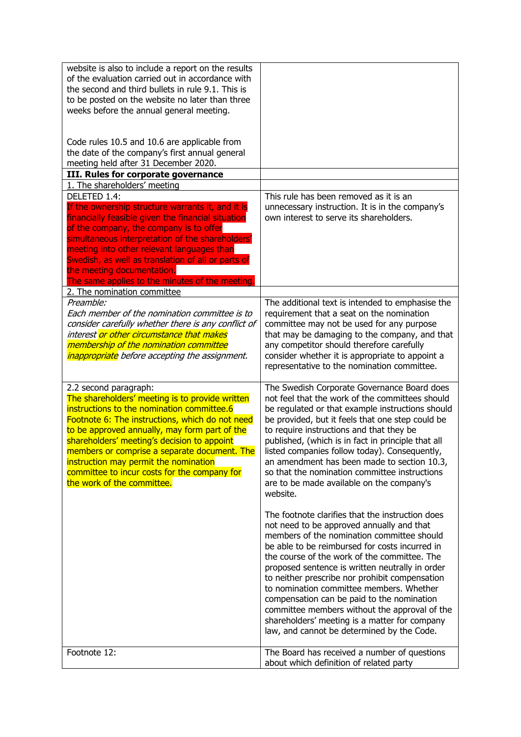| | |
|---|---|
| website is also to include a report on the results of the evaluation carried out in accordance with the second and third bullets in rule 9.1. This is to be posted on the website no later than three weeks before the annual general meeting.<br><br>Code rules 10.5 and 10.6 are applicable from the date of the company's first annual general meeting held after 31 December 2020. | |
| **III. Rules for corporate governance** | |
| 1. The shareholders' meeting | |
| DELETED 1.4:<br>If the ownership structure warrants it, and it is financially feasible given the financial situation of the company, the company is to offer simultaneous interpretation of the shareholders' meeting into other relevant languages than Swedish, as well as translation of all or parts of the meeting documentation.<br>The same applies to the minutes of the meeting. | This rule has been removed as it is an unnecessary instruction. It is in the company's own interest to serve its shareholders. |
| 2. The nomination committee | |
| *Preamble:*<br>*Each member of the nomination committee is to consider carefully whether there is any conflict of interest or other circumstance that makes membership of the nomination committee inappropriate before accepting the assignment.* | The additional text is intended to emphasise the requirement that a seat on the nomination committee may not be used for any purpose that may be damaging to the company, and that any competitor should therefore carefully consider whether it is appropriate to appoint a representative to the nomination committee. |
| 2.2 second paragraph:<br>The shareholders' meeting is to provide written instructions to the nomination committee.6<br>Footnote 6: The instructions, which do not need to be approved annually, may form part of the shareholders' meeting's decision to appoint members or comprise a separate document. The instruction may permit the nomination committee to incur costs for the company for the work of the committee. | The Swedish Corporate Governance Board does not feel that the work of the committees should be regulated or that example instructions should be provided, but it feels that one step could be to require instructions and that they be published, (which is in fact in principle that all listed companies follow today). Consequently, an amendment has been made to section 10.3, so that the nomination committee instructions are to be made available on the company's website.<br><br>The footnote clarifies that the instruction does not need to be approved annually and that members of the nomination committee should be able to be reimbursed for costs incurred in the course of the work of the committee. The proposed sentence is written neutrally in order to neither prescribe nor prohibit compensation to nomination committee members. Whether compensation can be paid to the nomination committee members without the approval of the shareholders' meeting is a matter for company law, and cannot be determined by the Code. |
| Footnote 12: | The Board has received a number of questions about which definition of related party |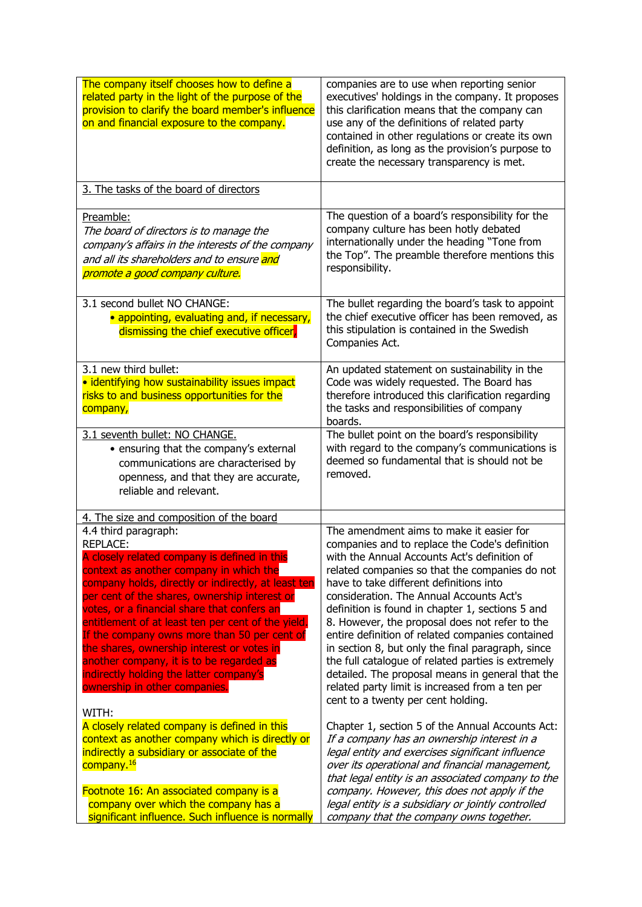| | |
|---|---|
| The company itself chooses how to define a related party in the light of the purpose of the provision to clarify the board member's influence on and financial exposure to the company. | companies are to use when reporting senior executives' holdings in the company. It proposes this clarification means that the company can use any of the definitions of related party contained in other regulations or create its own definition, as long as the provision's purpose to create the necessary transparency is met. |
| 3. The tasks of the board of directors | |
| Preamble:<br>*The board of directors is to manage the company's affairs in the interests of the company and all its shareholders and to ensure and promote a good company culture.* | The question of a board's responsibility for the company culture has been hotly debated internationally under the heading "Tone from the Top". The preamble therefore mentions this responsibility. |
| 3.1 second bullet NO CHANGE:<br>• appointing, evaluating and, if necessary, dismissing the chief executive officer, | The bullet regarding the board's task to appoint the chief executive officer has been removed, as this stipulation is contained in the Swedish Companies Act. |
| 3.1 new third bullet:<br>• identifying how sustainability issues impact risks to and business opportunities for the company, | An updated statement on sustainability in the Code was widely requested. The Board has therefore introduced this clarification regarding the tasks and responsibilities of company boards. |
| 3.1 seventh bullet: NO CHANGE.<br>• ensuring that the company's external communications are characterised by openness, and that they are accurate, reliable and relevant. | The bullet point on the board's responsibility with regard to the company's communications is deemed so fundamental that is should not be removed. |
| 4. The size and composition of the board | |
| 4.4 third paragraph:<br>REPLACE:<br>A closely related company is defined in this context as another company in which the company holds, directly or indirectly, at least ten per cent of the shares, ownership interest or votes, or a financial share that confers an entitlement of at least ten per cent of the yield. If the company owns more than 50 per cent of the shares, ownership interest or votes in another company, it is to be regarded as indirectly holding the latter company's ownership in other companies.<br><br>WITH:<br>A closely related company is defined in this context as another company which is directly or indirectly a subsidiary or associate of the company.[16]<br><br>Footnote 16: An associated company is a company over which the company has a significant influence. Such influence is normally | The amendment aims to make it easier for companies and to replace the Code's definition with the Annual Accounts Act's definition of related companies so that the companies do not have to take different definitions into consideration. The Annual Accounts Act's definition is found in chapter 1, sections 5 and 8. However, the proposal does not refer to the entire definition of related companies contained in section 8, but only the final paragraph, since the full catalogue of related parties is extremely detailed. The proposal means in general that the related party limit is increased from a ten per cent to a twenty per cent holding.<br><br>Chapter 1, section 5 of the Annual Accounts Act:<br>*If a company has an ownership interest in a legal entity and exercises significant influence over its operational and financial management, that legal entity is an associated company to the company. However, this does not apply if the legal entity is a subsidiary or jointly controlled company that the company owns together.* |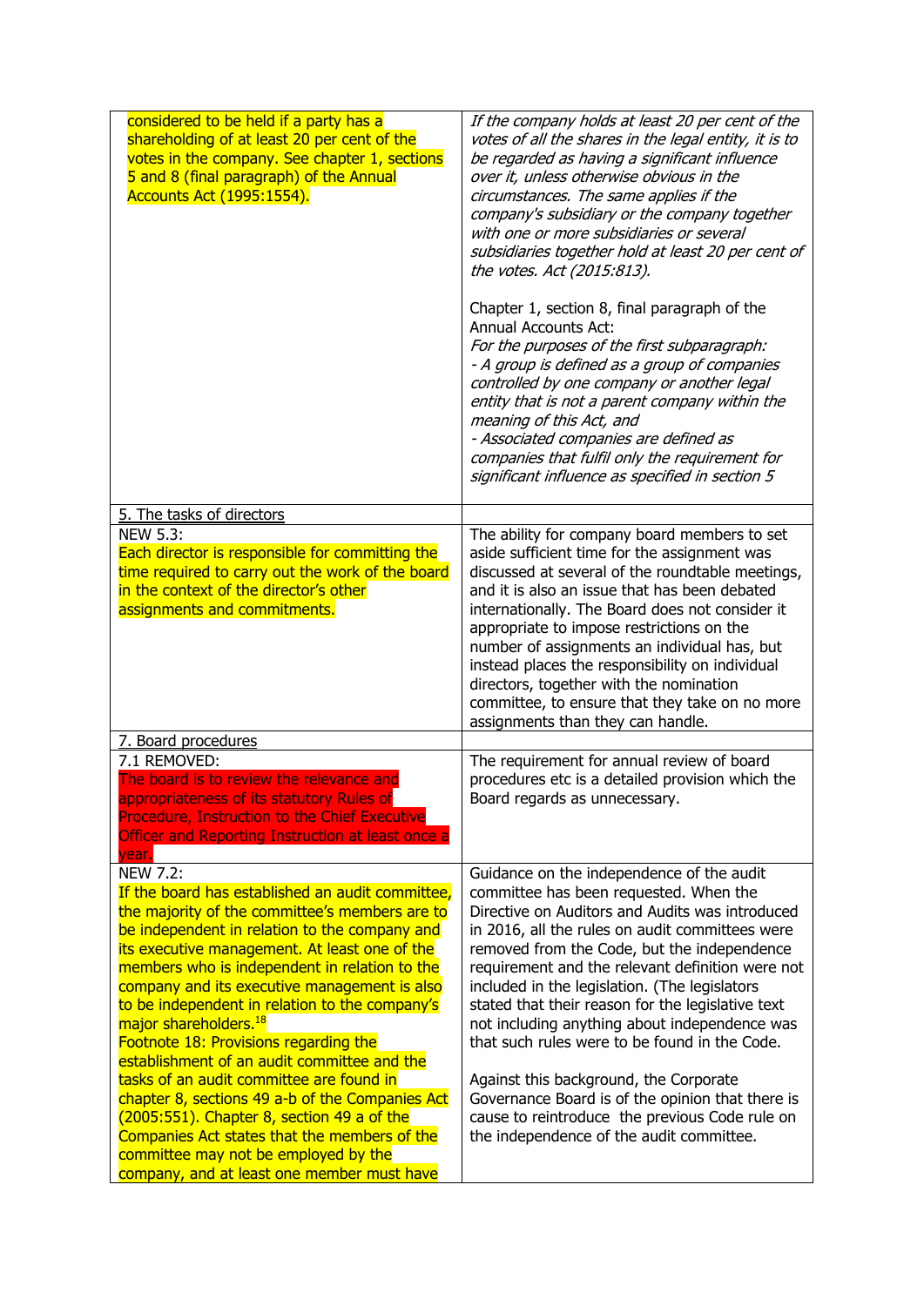| | |
|---|---|
| considered to be held if a party has a shareholding of at least 20 per cent of the votes in the company. See chapter 1, sections 5 and 8 (final paragraph) of the Annual Accounts Act (1995:1554). | *If the company holds at least 20 per cent of the votes of all the shares in the legal entity, it is to be regarded as having a significant influence over it, unless otherwise obvious in the circumstances. The same applies if the company's subsidiary or the company together with one or more subsidiaries or several subsidiaries together hold at least 20 per cent of the votes. Act (2015:813).*<br><br>Chapter 1, section 8, final paragraph of the Annual Accounts Act:<br>*For the purposes of the first subparagraph:*<br>*- A group is defined as a group of companies controlled by one company or another legal entity that is not a parent company within the meaning of this Act, and*<br>*- Associated companies are defined as companies that fulfil only the requirement for significant influence as specified in section 5* |
| 5. The tasks of directors | |
| NEW 5.3:<br>Each director is responsible for committing the time required to carry out the work of the board in the context of the director's other assignments and commitments. | The ability for company board members to set aside sufficient time for the assignment was discussed at several of the roundtable meetings, and it is also an issue that has been debated internationally. The Board does not consider it appropriate to impose restrictions on the number of assignments an individual has, but instead places the responsibility on individual directors, together with the nomination committee, to ensure that they take on no more assignments than they can handle. |
| 7. Board procedures | |
| 7.1 REMOVED:<br>The board is to review the relevance and appropriateness of its statutory Rules of Procedure, Instruction to the Chief Executive Officer and Reporting Instruction at least once a year. | The requirement for annual review of board procedures etc is a detailed provision which the Board regards as unnecessary. |
| NEW 7.2:<br>If the board has established an audit committee, the majority of the committee's members are to be independent in relation to the company and its executive management. At least one of the members who is independent in relation to the company and its executive management is also to be independent in relation to the company's major shareholders.[18]<br>Footnote 18: Provisions regarding the establishment of an audit committee and the tasks of an audit committee are found in chapter 8, sections 49 a-b of the Companies Act (2005:551). Chapter 8, section 49 a of the Companies Act states that the members of the committee may not be employed by the company, and at least one member must have | Guidance on the independence of the audit committee has been requested. When the Directive on Auditors and Audits was introduced in 2016, all the rules on audit committees were removed from the Code, but the independence requirement and the relevant definition were not included in the legislation. (The legislators stated that their reason for the legislative text not including anything about independence was that such rules were to be found in the Code.<br><br>Against this background, the Corporate Governance Board is of the opinion that there is cause to reintroduce the previous Code rule on the independence of the audit committee. |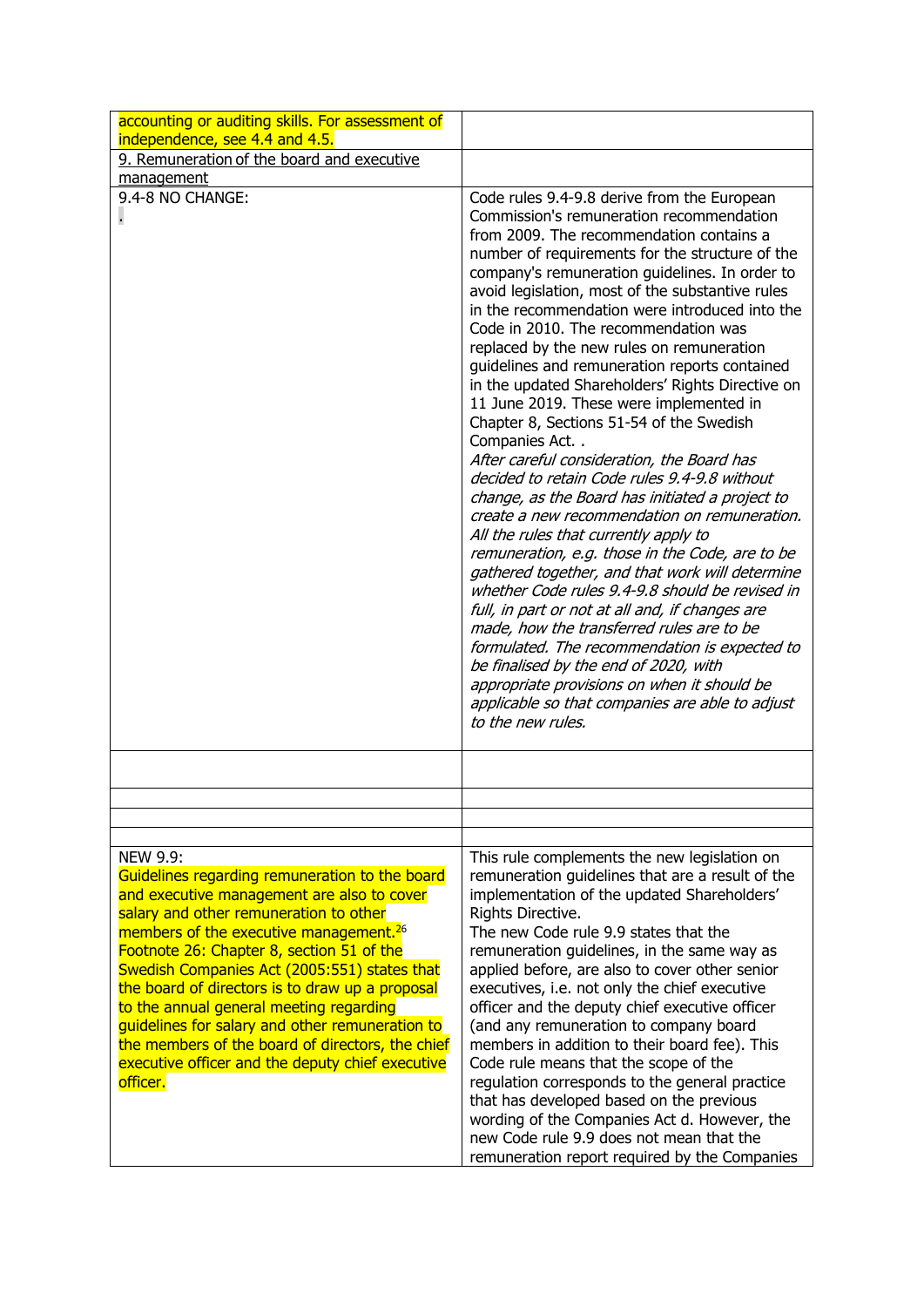| | |
|---|---|
| accounting or auditing skills. For assessment of independence, see 4.4 and 4.5. | |
| 9. Remuneration of the board and executive management | |
| 9.4-8 NO CHANGE:<br>. | Code rules 9.4-9.8 derive from the European Commission's remuneration recommendation from 2009. The recommendation contains a number of requirements for the structure of the company's remuneration guidelines. In order to avoid legislation, most of the substantive rules in the recommendation were introduced into the Code in 2010. The recommendation was replaced by the new rules on remuneration guidelines and remuneration reports contained in the updated Shareholders' Rights Directive on 11 June 2019. These were implemented in Chapter 8, Sections 51-54 of the Swedish Companies Act. .<br>*After careful consideration, the Board has decided to retain Code rules 9.4-9.8 without change, as the Board has initiated a project to create a new recommendation on remuneration. All the rules that currently apply to remuneration, e.g. those in the Code, are to be gathered together, and that work will determine whether Code rules 9.4-9.8 should be revised in full, in part or not at all and, if changes are made, how the transferred rules are to be formulated. The recommendation is expected to be finalised by the end of 2020, with appropriate provisions on when it should be applicable so that companies are able to adjust to the new rules.* |
| | |
| | |
| | |
| | |
| NEW 9.9:<br>Guidelines regarding remuneration to the board and executive management are also to cover salary and other remuneration to other members of the executive management.[26]<br>Footnote 26: Chapter 8, section 51 of the Swedish Companies Act (2005:551) states that the board of directors is to draw up a proposal to the annual general meeting regarding guidelines for salary and other remuneration to the members of the board of directors, the chief executive officer and the deputy chief executive officer. | This rule complements the new legislation on remuneration guidelines that are a result of the implementation of the updated Shareholders' Rights Directive.<br>The new Code rule 9.9 states that the remuneration guidelines, in the same way as applied before, are also to cover other senior executives, i.e. not only the chief executive officer and the deputy chief executive officer (and any remuneration to company board members in addition to their board fee). This Code rule means that the scope of the regulation corresponds to the general practice that has developed based on the previous wording of the Companies Act d. However, the new Code rule 9.9 does not mean that the remuneration report required by the Companies |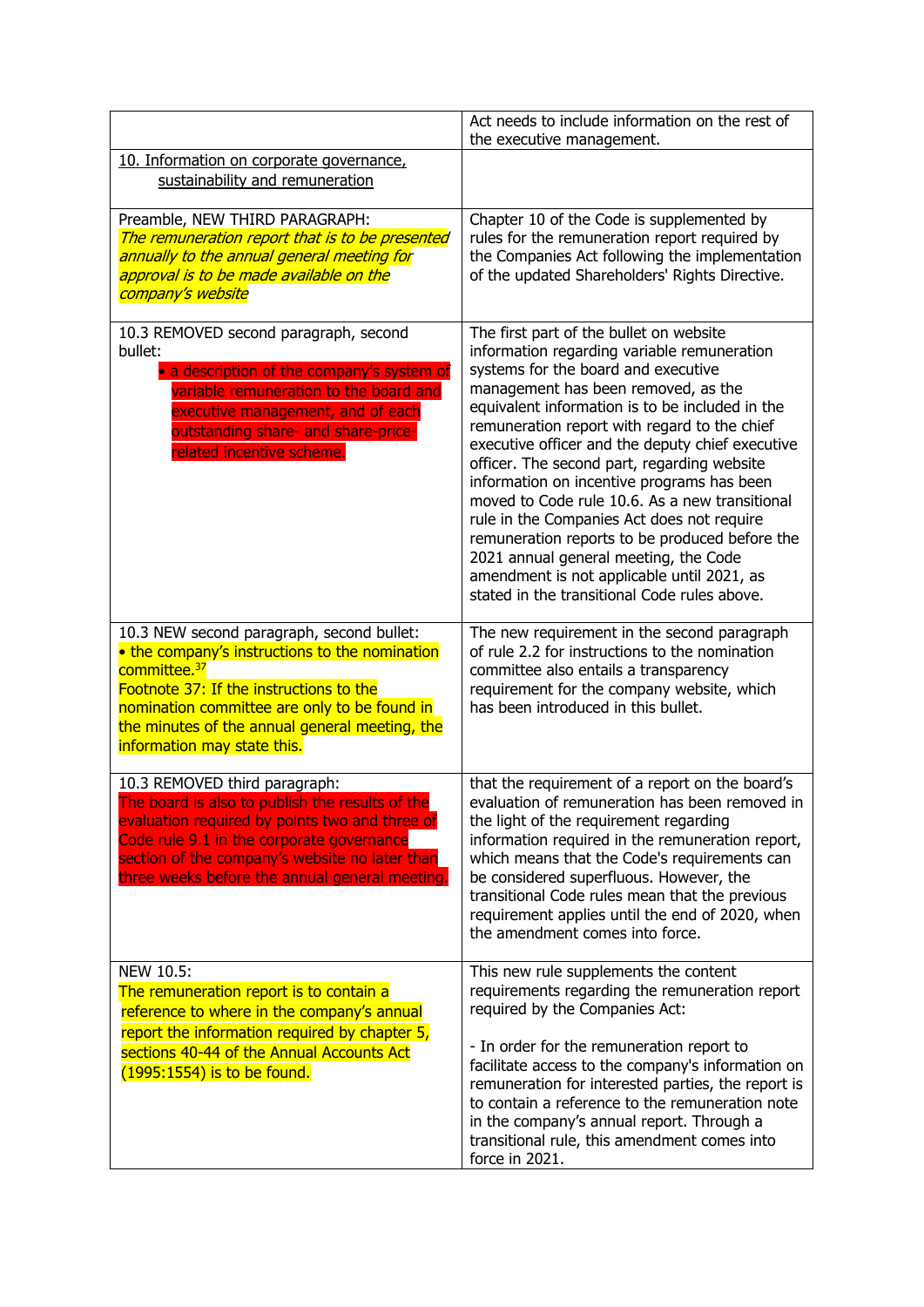| | |
|---|---|
| | Act needs to include information on the rest of the executive management. |
| 10. Information on corporate governance, sustainability and remuneration | |
| Preamble, NEW THIRD PARAGRAPH: *The remuneration report that is to be presented annually to the annual general meeting for approval is to be made available on the company's website* | Chapter 10 of the Code is supplemented by rules for the remuneration report required by the Companies Act following the implementation of the updated Shareholders' Rights Directive. |
| 10.3 REMOVED second paragraph, second bullet: • a description of the company's system of variable remuneration to the board and executive management, and of each outstanding share- and share-price-related incentive scheme. | The first part of the bullet on website information regarding variable remuneration systems for the board and executive management has been removed, as the equivalent information is to be included in the remuneration report with regard to the chief executive officer and the deputy chief executive officer. The second part, regarding website information on incentive programs has been moved to Code rule 10.6. As a new transitional rule in the Companies Act does not require remuneration reports to be produced before the 2021 annual general meeting, the Code amendment is not applicable until 2021, as stated in the transitional Code rules above. |
| 10.3 NEW second paragraph, second bullet: • the company's instructions to the nomination committee.[37] Footnote 37: If the instructions to the nomination committee are only to be found in the minutes of the annual general meeting, the information may state this. | The new requirement in the second paragraph of rule 2.2 for instructions to the nomination committee also entails a transparency requirement for the company website, which has been introduced in this bullet. |
| 10.3 REMOVED third paragraph: The board is also to publish the results of the evaluation required by points two and three of Code rule 9.1 in the corporate governance section of the company's website no later than three weeks before the annual general meeting. | that the requirement of a report on the board's evaluation of remuneration has been removed in the light of the requirement regarding information required in the remuneration report, which means that the Code's requirements can be considered superfluous. However, the transitional Code rules mean that the previous requirement applies until the end of 2020, when the amendment comes into force. |
| NEW 10.5: The remuneration report is to contain a reference to where in the company's annual report the information required by chapter 5, sections 40-44 of the Annual Accounts Act (1995:1554) is to be found. | This new rule supplements the content requirements regarding the remuneration report required by the Companies Act: <br><br> - In order for the remuneration report to facilitate access to the company's information on remuneration for interested parties, the report is to contain a reference to the remuneration note in the company's annual report. Through a transitional rule, this amendment comes into force in 2021. |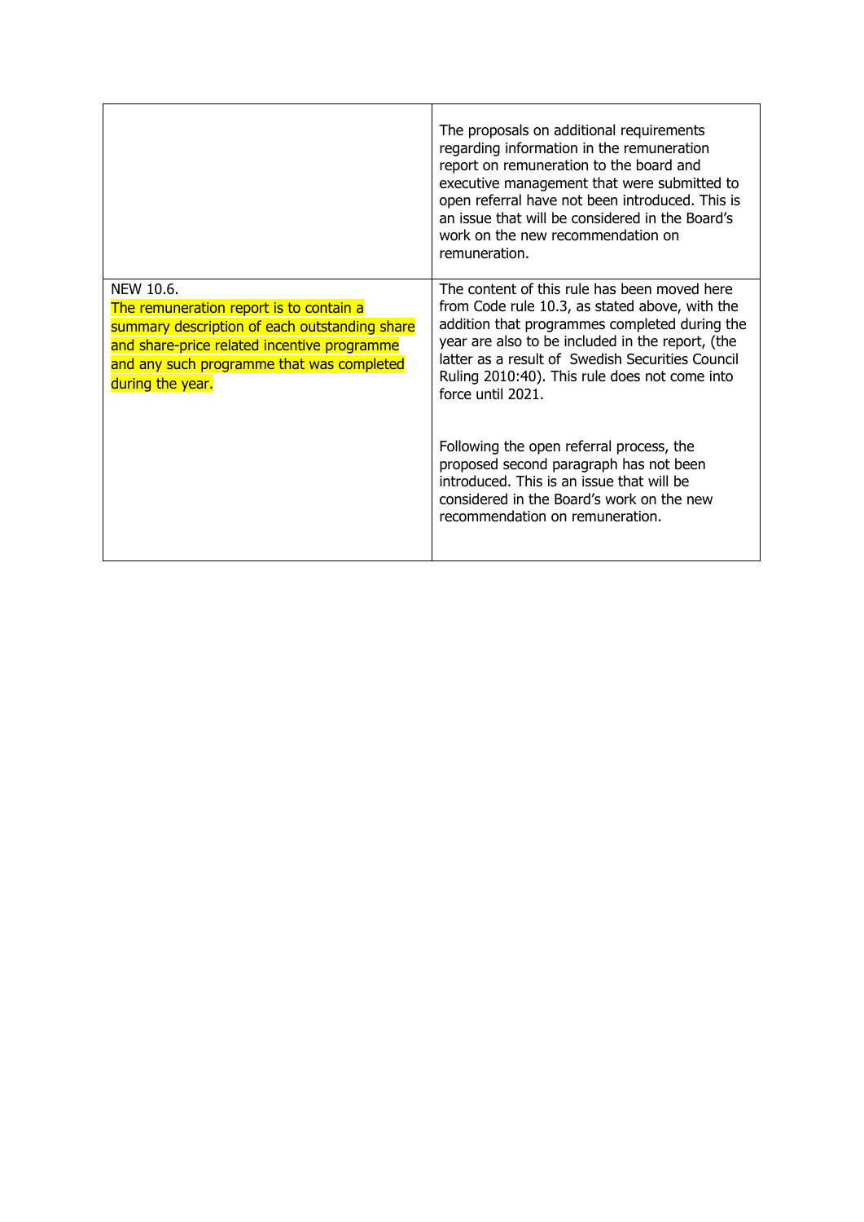| | |
|---|---|
| | The proposals on additional requirements regarding information in the remuneration report on remuneration to the board and executive management that were submitted to open referral have not been introduced. This is an issue that will be considered in the Board's work on the new recommendation on remuneration. |
| NEW 10.6.<br>The remuneration report is to contain a summary description of each outstanding share and share-price related incentive programme and any such programme that was completed during the year. | The content of this rule has been moved here from Code rule 10.3, as stated above, with the addition that programmes completed during the year are also to be included in the report, (the latter as a result of Swedish Securities Council Ruling 2010:40). This rule does not come into force until 2021.<br><br>Following the open referral process, the proposed second paragraph has not been introduced. This is an issue that will be considered in the Board's work on the new recommendation on remuneration. |